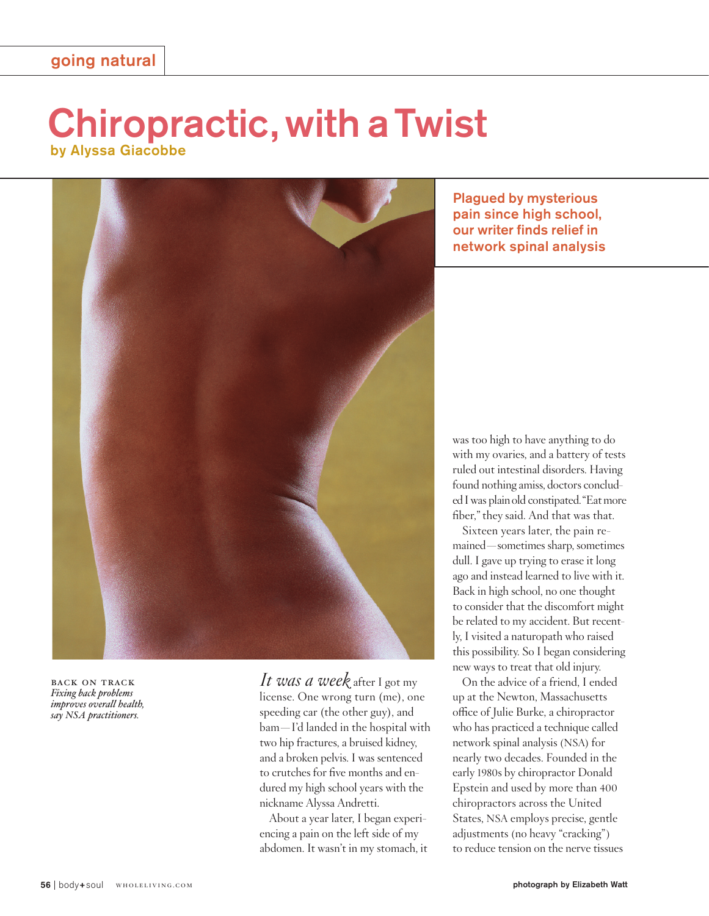going natural

# Chiropractic, with a Twist

by Alyssa Giacobbe

**Plagued by mysterious pain since high school, our writer finds relief in network spinal analysis**

BACK ON TRACK
*Fixing back problems improves overall health, say NSA practitioners.*

*It was a week* after I got my license. One wrong turn (me), one speeding car (the other guy), and bam—I'd landed in the hospital with two hip fractures, a bruised kidney, and a broken pelvis. I was sentenced to crutches for five months and endured my high school years with the nickname Alyssa Andretti.

About a year later, I began experiencing a pain on the left side of my abdomen. It wasn't in my stomach, it was too high to have anything to do with my ovaries, and a battery of tests ruled out intestinal disorders. Having found nothing amiss, doctors concluded I was plain old constipated. "Eat more fiber," they said. And that was that.

Sixteen years later, the pain remained—sometimes sharp, sometimes dull. I gave up trying to erase it long ago and instead learned to live with it. Back in high school, no one thought to consider that the discomfort might be related to my accident. But recently, I visited a naturopath who raised this possibility. So I began considering new ways to treat that old injury.

On the advice of a friend, I ended up at the Newton, Massachusetts office of Julie Burke, a chiropractor who has practiced a technique called network spinal analysis (NSA) for nearly two decades. Founded in the early 1980s by chiropractor Donald Epstein and used by more than 400 chiropractors across the United States, NSA employs precise, gentle adjustments (no heavy "cracking") to reduce tension on the nerve tissues

photograph by Elizabeth Watt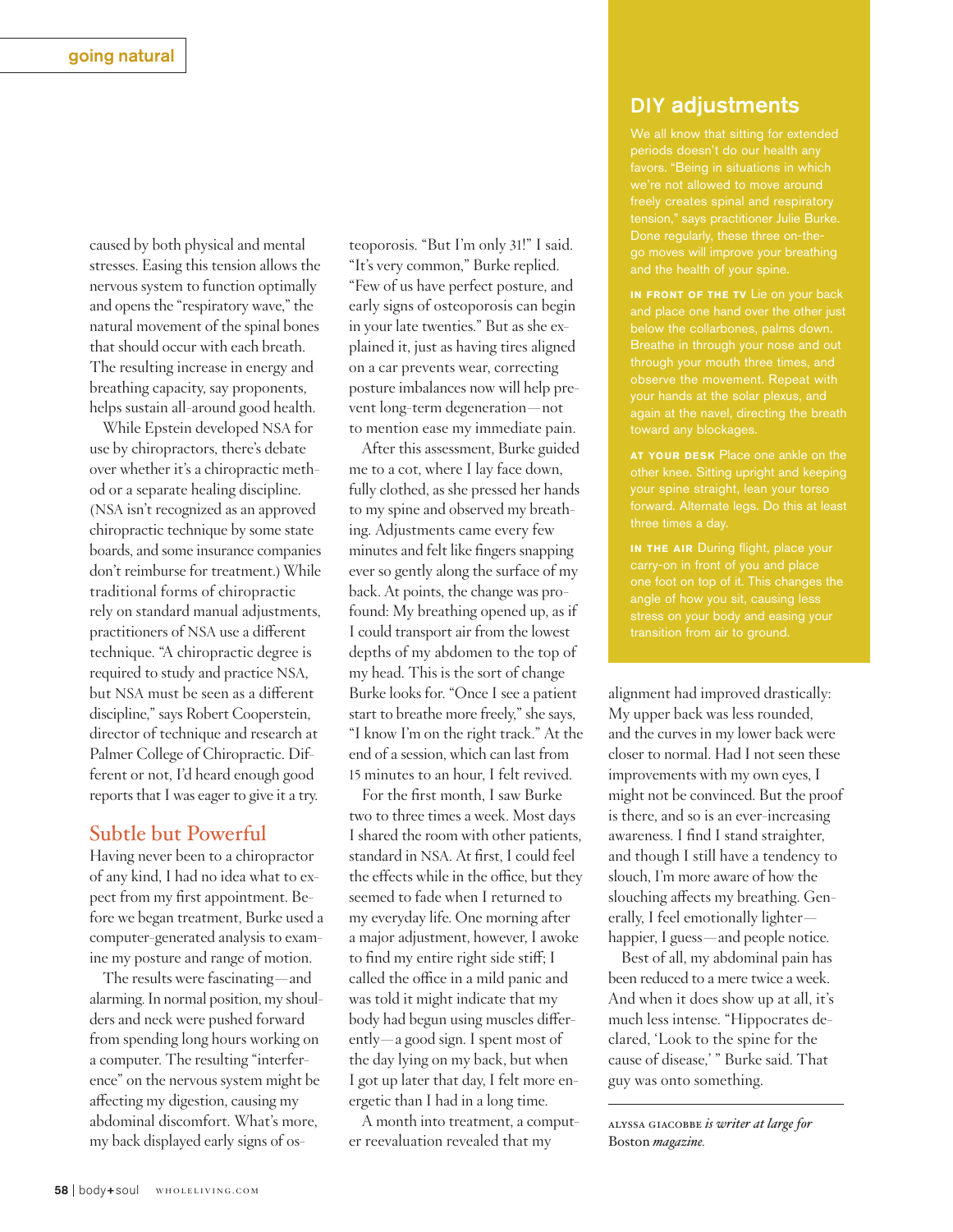caused by both physical and mental stresses. Easing this tension allows the nervous system to function optimally and opens the "respiratory wave," the natural movement of the spinal bones that should occur with each breath. The resulting increase in energy and breathing capacity, say proponents, helps sustain all-around good health.

While Epstein developed NSA for use by chiropractors, there's debate over whether it's a chiropractic method or a separate healing discipline. (NSA isn't recognized as an approved chiropractic technique by some state boards, and some insurance companies don't reimburse for treatment.) While traditional forms of chiropractic rely on standard manual adjustments, practitioners of NSA use a different technique. "A chiropractic degree is required to study and practice NSA, but NSA must be seen as a different discipline," says Robert Cooperstein, director of technique and research at Palmer College of Chiropractic. Different or not, I'd heard enough good reports that I was eager to give it a try.

## Subtle but Powerful

Having never been to a chiropractor of any kind, I had no idea what to expect from my first appointment. Before we began treatment, Burke used a computer-generated analysis to examine my posture and range of motion.

The results were fascinating—and alarming. In normal position, my shoulders and neck were pushed forward from spending long hours working on a computer. The resulting "interference" on the nervous system might be affecting my digestion, causing my abdominal discomfort. What's more, my back displayed early signs of osteoporosis. "But I'm only 31!" I said. "It's very common," Burke replied. "Few of us have perfect posture, and early signs of osteoporosis can begin in your late twenties." But as she explained it, just as having tires aligned on a car prevents wear, correcting posture imbalances now will help prevent long-term degeneration—not to mention ease my immediate pain.

After this assessment, Burke guided me to a cot, where I lay face down, fully clothed, as she pressed her hands to my spine and observed my breathing. Adjustments came every few minutes and felt like fingers snapping ever so gently along the surface of my back. At points, the change was profound: My breathing opened up, as if I could transport air from the lowest depths of my abdomen to the top of my head. This is the sort of change Burke looks for. "Once I see a patient start to breathe more freely," she says, "I know I'm on the right track." At the end of a session, which can last from 15 minutes to an hour, I felt revived.

For the first month, I saw Burke two to three times a week. Most days I shared the room with other patients, standard in NSA. At first, I could feel the effects while in the office, but they seemed to fade when I returned to my everyday life. One morning after a major adjustment, however, I awoke to find my entire right side stiff; I called the office in a mild panic and was told it might indicate that my body had begun using muscles differently—a good sign. I spent most of the day lying on my back, but when I got up later that day, I felt more energetic than I had in a long time.

A month into treatment, a computer reevaluation revealed that my alignment had improved drastically: My upper back was less rounded, and the curves in my lower back were closer to normal. Had I not seen these improvements with my own eyes, I might not be convinced. But the proof is there, and so is an ever-increasing awareness. I find I stand straighter, and though I still have a tendency to slouch, I'm more aware of how the slouching affects my breathing. Generally, I feel emotionally lighter—happier, I guess—and people notice.

Best of all, my abdominal pain has been reduced to a mere twice a week. And when it does show up at all, it's much less intense. "Hippocrates declared, 'Look to the spine for the cause of disease,'" Burke said. That guy was onto something.

ALYSSA GIACOBBE *is writer at large for* Boston *magazine.*

## DIY adjustments

We all know that sitting for extended periods doesn't do our health any favors. "Being in situations in which we're not allowed to move around freely creates spinal and respiratory tension," says practitioner Julie Burke. Done regularly, these three on-the-go moves will improve your breathing and the health of your spine.

**IN FRONT OF THE TV** Lie on your back and place one hand over the other just below the collarbones, palms down. Breathe in through your nose and out through your mouth three times, and observe the movement. Repeat with your hands at the solar plexus, and again at the navel, directing the breath toward any blockages.

**AT YOUR DESK** Place one ankle on the other knee. Sitting upright and keeping your spine straight, lean your torso forward. Alternate legs. Do this at least three times a day.

**IN THE AIR** During flight, place your carry-on in front of you and place one foot on top of it. This changes the angle of how you sit, causing less stress on your body and easing your transition from air to ground.